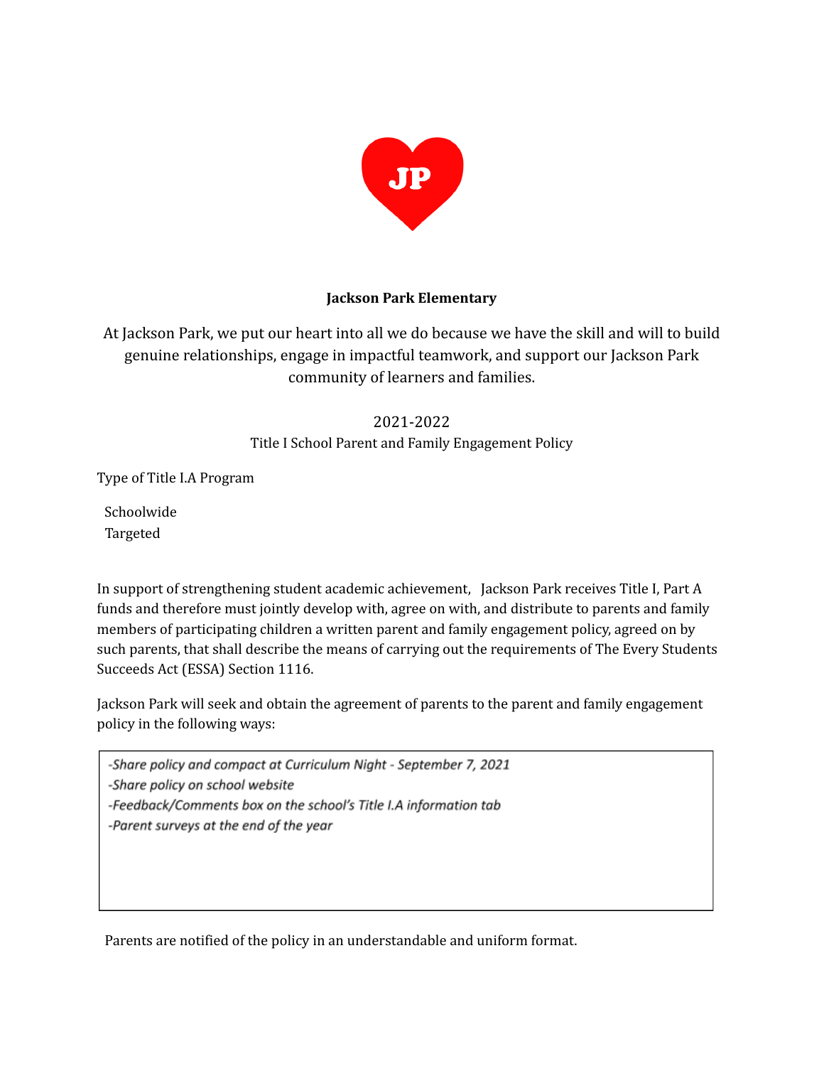**Jackson Park Elementary**

At Jackson Park, we put our heart into all we do because we have the skill and will to build genuine relationships, engage in impactful teamwork, and support our Jackson Park community of learners and families.

2021-2022

Title I School Parent and Family Engagement Policy

Type of Title I.A Program

Schoolwide

Targeted

In support of strengthening student academic achievement, Jackson Park receives Title I, Part A funds and therefore must jointly develop with, agree on with, and distribute to parents and family members of participating children a written parent and family engagement policy, agreed on by such parents, that shall describe the means of carrying out the requirements of The Every Students Succeeds Act (ESSA) Section 1116.

Jackson Park will seek and obtain the agreement of parents to the parent and family engagement policy in the following ways:

*-Share policy and compact at Curriculum Night - September 7, 2021*
*-Share policy on school website*
*-Feedback/Comments box on the school's Title I.A information tab*
*-Parent surveys at the end of the year*

Parents are notified of the policy in an understandable and uniform format.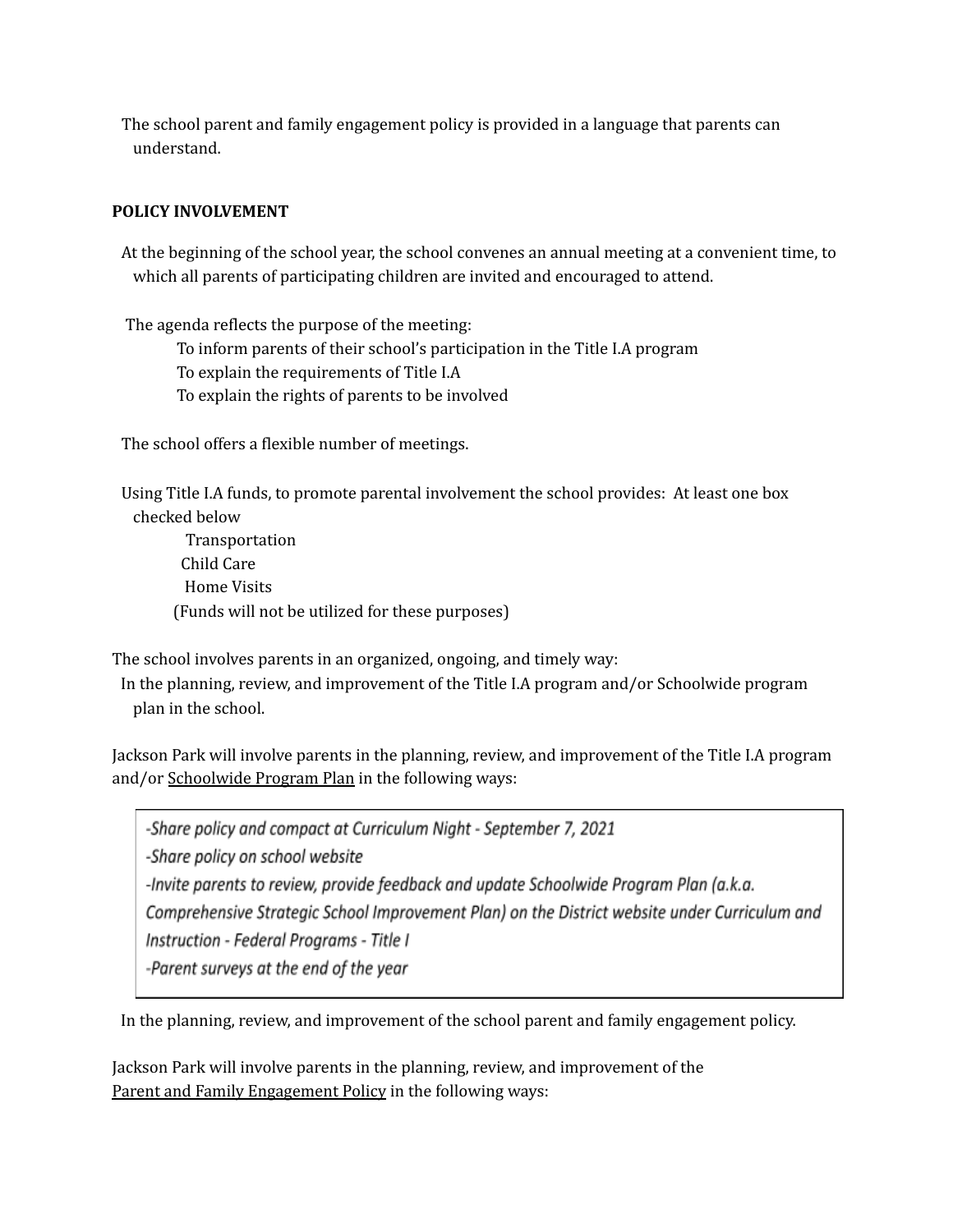The school parent and family engagement policy is provided in a language that parents can understand.

**POLICY INVOLVEMENT**

At the beginning of the school year, the school convenes an annual meeting at a convenient time, to which all parents of participating children are invited and encouraged to attend.

The agenda reflects the purpose of the meeting:

- To inform parents of their school's participation in the Title I.A program
- To explain the requirements of Title I.A
- To explain the rights of parents to be involved

The school offers a flexible number of meetings.

Using Title I.A funds, to promote parental involvement the school provides: At least one box checked below

- Transportation
- Child Care
- Home Visits
- (Funds will not be utilized for these purposes)

The school involves parents in an organized, ongoing, and timely way:

In the planning, review, and improvement of the Title I.A program and/or Schoolwide program plan in the school.

Jackson Park will involve parents in the planning, review, and improvement of the Title I.A program and/or <u>Schoolwide Program Plan</u> in the following ways:

*-Share policy and compact at Curriculum Night - September 7, 2021*
*-Share policy on school website*
*-Invite parents to review, provide feedback and update Schoolwide Program Plan (a.k.a. Comprehensive Strategic School Improvement Plan) on the District website under Curriculum and Instruction - Federal Programs - Title I*
*-Parent surveys at the end of the year*

In the planning, review, and improvement of the school parent and family engagement policy.

Jackson Park will involve parents in the planning, review, and improvement of the <u>Parent and Family Engagement Policy</u> in the following ways: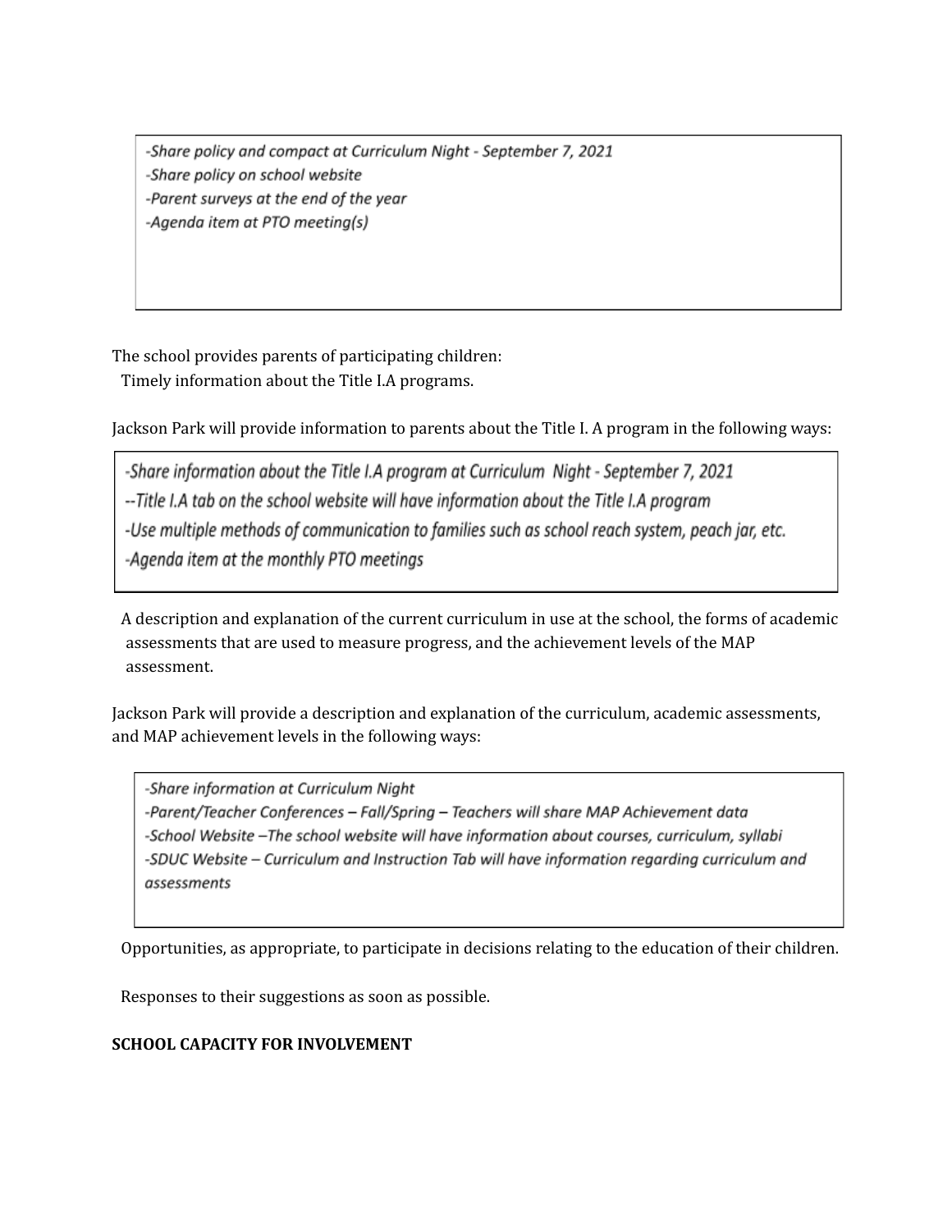*-Share policy and compact at Curriculum Night - September 7, 2021*
*-Share policy on school website*
*-Parent surveys at the end of the year*
*-Agenda item at PTO meeting(s)*

The school provides parents of participating children:
Timely information about the Title I.A programs.

Jackson Park will provide information to parents about the Title I. A program in the following ways:

*-Share information about the Title I.A program at Curriculum Night - September 7, 2021*
*--Title I.A tab on the school website will have information about the Title I.A program*
*-Use multiple methods of communication to families such as school reach system, peach jar, etc.*
*-Agenda item at the monthly PTO meetings*

A description and explanation of the current curriculum in use at the school, the forms of academic assessments that are used to measure progress, and the achievement levels of the MAP assessment.

Jackson Park will provide a description and explanation of the curriculum, academic assessments, and MAP achievement levels in the following ways:

*-Share information at Curriculum Night*
*-Parent/Teacher Conferences – Fall/Spring – Teachers will share MAP Achievement data*
*-School Website –The school website will have information about courses, curriculum, syllabi*
*-SDUC Website – Curriculum and Instruction Tab will have information regarding curriculum and assessments*

Opportunities, as appropriate, to participate in decisions relating to the education of their children.

Responses to their suggestions as soon as possible.

**SCHOOL CAPACITY FOR INVOLVEMENT**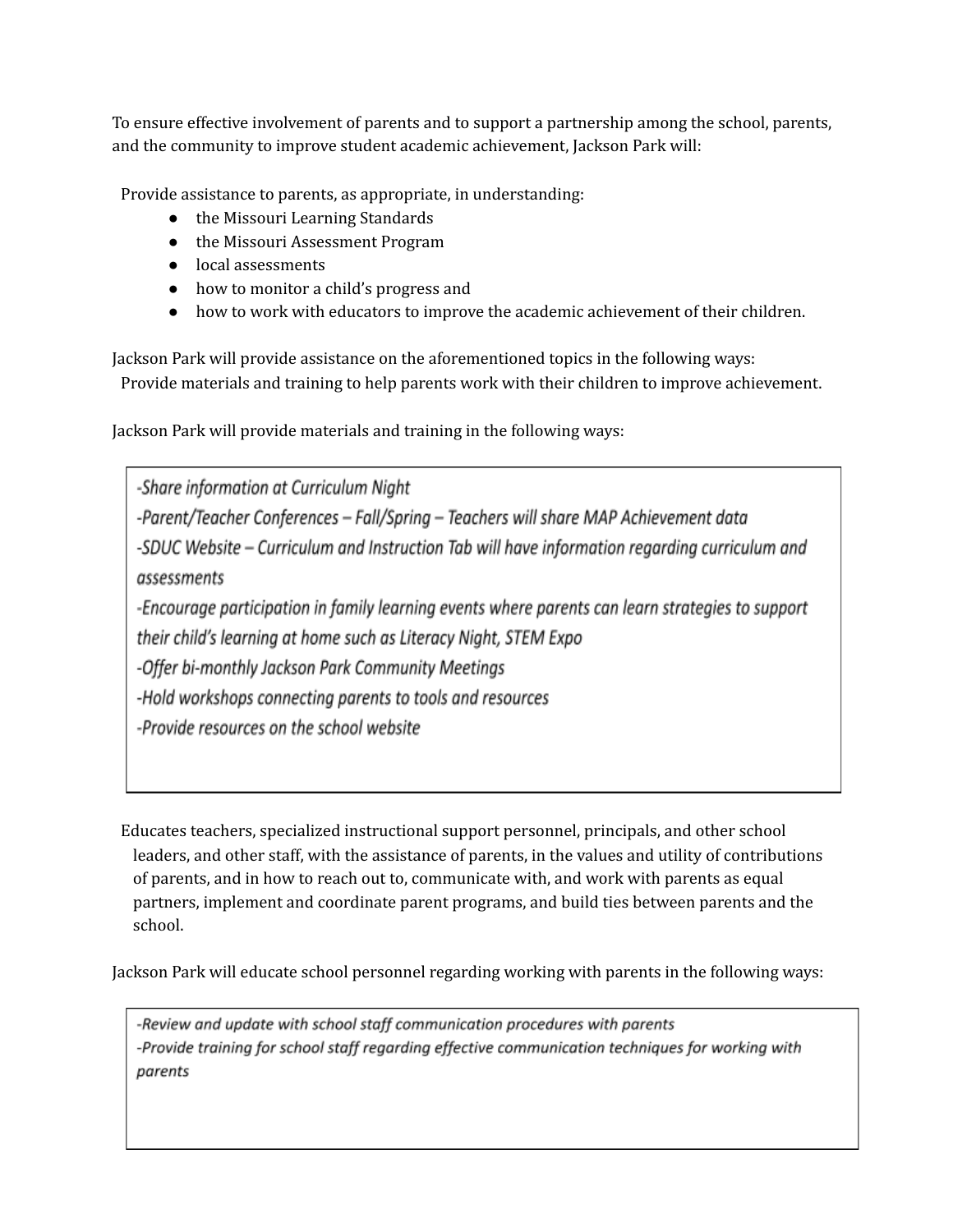To ensure effective involvement of parents and to support a partnership among the school, parents, and the community to improve student academic achievement, Jackson Park will:

Provide assistance to parents, as appropriate, in understanding:

- the Missouri Learning Standards
- the Missouri Assessment Program
- local assessments
- how to monitor a child's progress and
- how to work with educators to improve the academic achievement of their children.

Jackson Park will provide assistance on the aforementioned topics in the following ways:

Provide materials and training to help parents work with their children to improve achievement.

Jackson Park will provide materials and training in the following ways:

*-Share information at Curriculum Night*
*-Parent/Teacher Conferences – Fall/Spring – Teachers will share MAP Achievement data*
*-SDUC Website – Curriculum and Instruction Tab will have information regarding curriculum and assessments*
*-Encourage participation in family learning events where parents can learn strategies to support their child's learning at home such as Literacy Night, STEM Expo*
*-Offer bi-monthly Jackson Park Community Meetings*
*-Hold workshops connecting parents to tools and resources*
*-Provide resources on the school website*

Educates teachers, specialized instructional support personnel, principals, and other school leaders, and other staff, with the assistance of parents, in the values and utility of contributions of parents, and in how to reach out to, communicate with, and work with parents as equal partners, implement and coordinate parent programs, and build ties between parents and the school.

Jackson Park will educate school personnel regarding working with parents in the following ways:

*-Review and update with school staff communication procedures with parents*
*-Provide training for school staff regarding effective communication techniques for working with parents*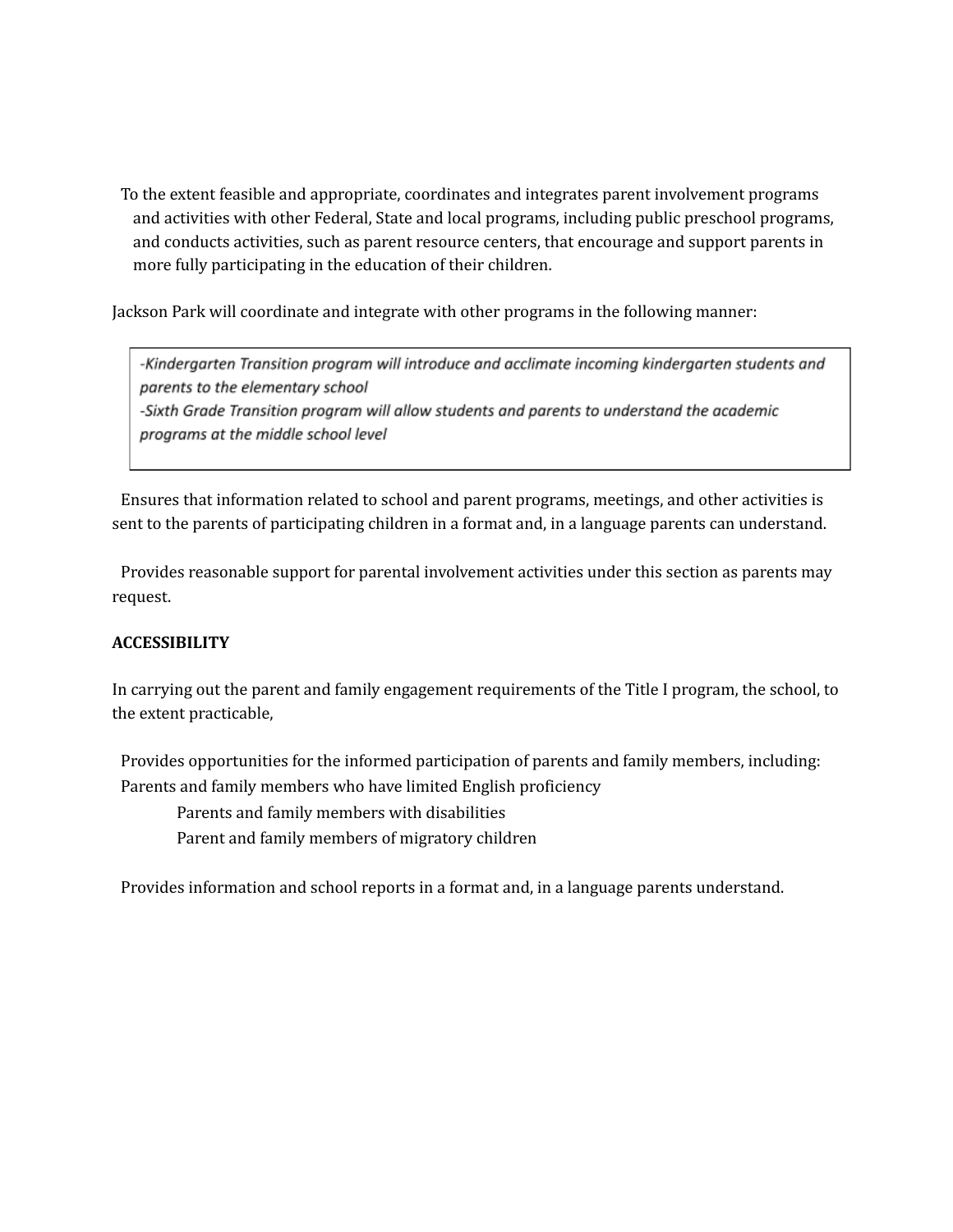To the extent feasible and appropriate, coordinates and integrates parent involvement programs and activities with other Federal, State and local programs, including public preschool programs, and conducts activities, such as parent resource centers, that encourage and support parents in more fully participating in the education of their children.

Jackson Park will coordinate and integrate with other programs in the following manner:

*-Kindergarten Transition program will introduce and acclimate incoming kindergarten students and parents to the elementary school*
*-Sixth Grade Transition program will allow students and parents to understand the academic programs at the middle school level*

Ensures that information related to school and parent programs, meetings, and other activities is sent to the parents of participating children in a format and, in a language parents can understand.

Provides reasonable support for parental involvement activities under this section as parents may request.

**ACCESSIBILITY**

In carrying out the parent and family engagement requirements of the Title I program, the school, to the extent practicable,

Provides opportunities for the informed participation of parents and family members, including:
Parents and family members who have limited English proficiency
Parents and family members with disabilities
Parent and family members of migratory children

Provides information and school reports in a format and, in a language parents understand.